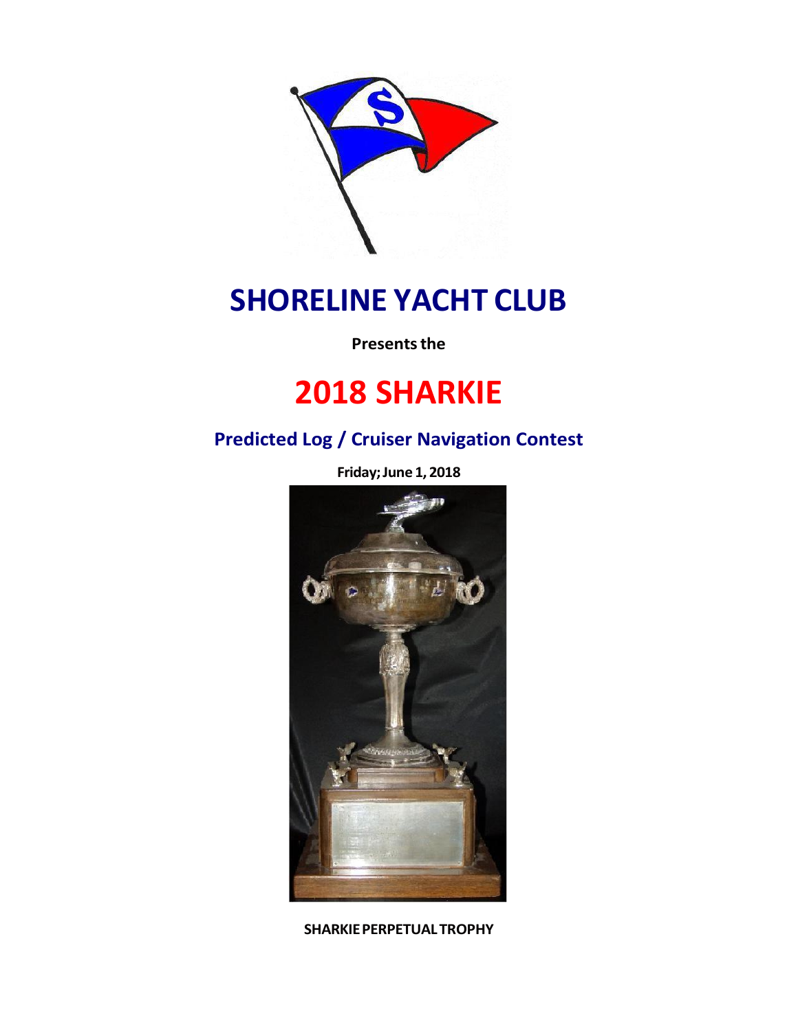# SHORELINE YACHT CLUB

**Presents the**

# 2018 SHARKIE

## Predicted Log / Cruiser Navigation Contest

**Friday; June 1, 2018**

**SHARKIE PERPETUAL TROPHY**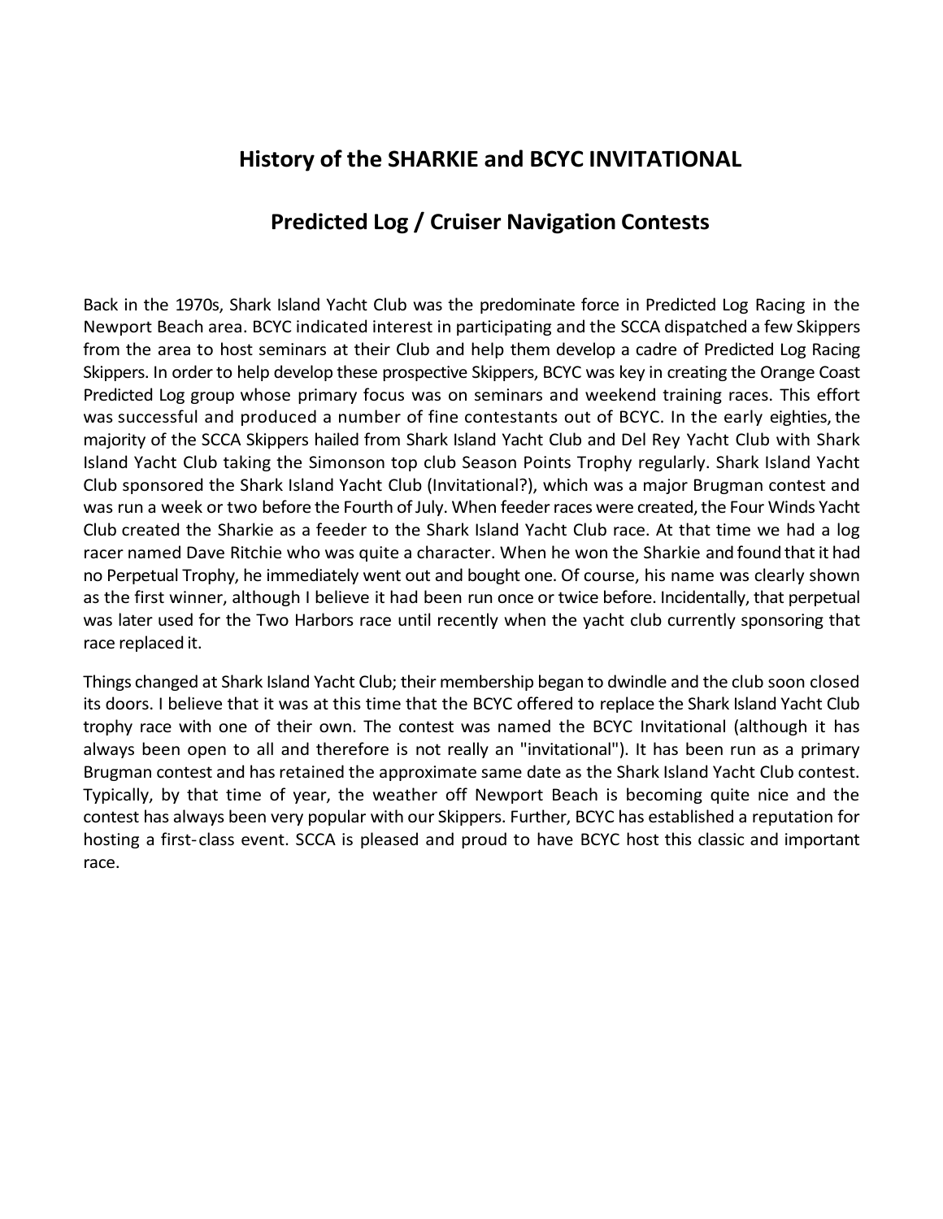# History of the SHARKIE and BCYC INVITATIONAL

## Predicted Log / Cruiser Navigation Contests

Back in the 1970s, Shark Island Yacht Club was the predominate force in Predicted Log Racing in the Newport Beach area. BCYC indicated interest in participating and the SCCA dispatched a few Skippers from the area to host seminars at their Club and help them develop a cadre of Predicted Log Racing Skippers. In order to help develop these prospective Skippers, BCYC was key in creating the Orange Coast Predicted Log group whose primary focus was on seminars and weekend training races. This effort was successful and produced a number of fine contestants out of BCYC. In the early eighties, the majority of the SCCA Skippers hailed from Shark Island Yacht Club and Del Rey Yacht Club with Shark Island Yacht Club taking the Simonson top club Season Points Trophy regularly. Shark Island Yacht Club sponsored the Shark Island Yacht Club (Invitational?), which was a major Brugman contest and was run a week or two before the Fourth of July. When feeder races were created, the Four Winds Yacht Club created the Sharkie as a feeder to the Shark Island Yacht Club race. At that time we had a log racer named Dave Ritchie who was quite a character. When he won the Sharkie and found that it had no Perpetual Trophy, he immediately went out and bought one. Of course, his name was clearly shown as the first winner, although I believe it had been run once or twice before. Incidentally, that perpetual was later used for the Two Harbors race until recently when the yacht club currently sponsoring that race replaced it.

Things changed at Shark Island Yacht Club; their membership began to dwindle and the club soon closed its doors. I believe that it was at this time that the BCYC offered to replace the Shark Island Yacht Club trophy race with one of their own. The contest was named the BCYC Invitational (although it has always been open to all and therefore is not really an "invitational"). It has been run as a primary Brugman contest and has retained the approximate same date as the Shark Island Yacht Club contest. Typically, by that time of year, the weather off Newport Beach is becoming quite nice and the contest has always been very popular with our Skippers. Further, BCYC has established a reputation for hosting a first-class event. SCCA is pleased and proud to have BCYC host this classic and important race.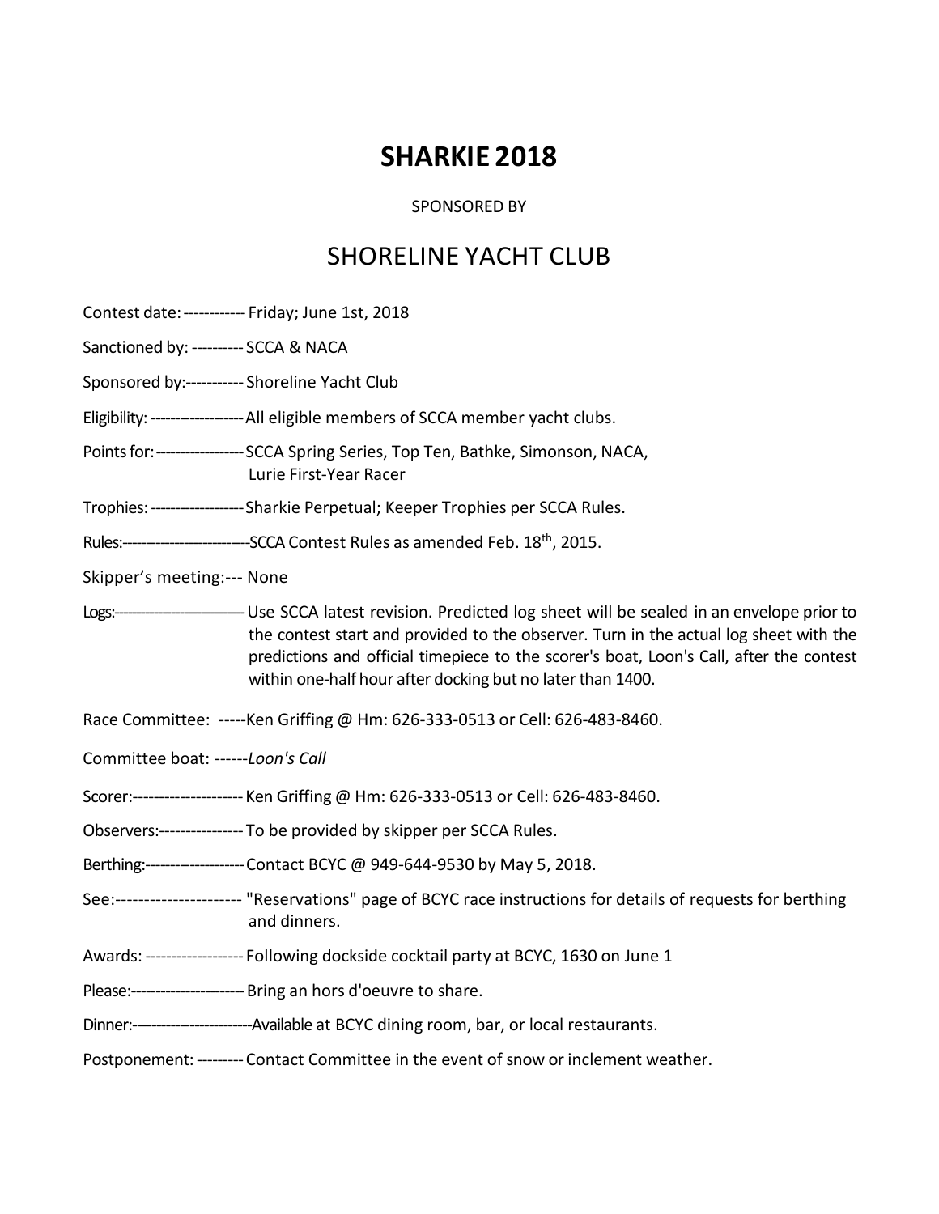# SHARKIE 2018

SPONSORED BY

## SHORELINE YACHT CLUB

Contest date: ------------ Friday; June 1st, 2018

Sanctioned by: ---------- SCCA & NACA

Sponsored by:----------- Shoreline Yacht Club

Eligibility: ------------------ All eligible members of SCCA member yacht clubs.

Points for: ---------------- SCCA Spring Series, Top Ten, Bathke, Simonson, NACA, Lurie First-Year Racer

Trophies: ------------------ Sharkie Perpetual; Keeper Trophies per SCCA Rules.

Rules:----------------------- SCCA Contest Rules as amended Feb. 18th, 2015.

Skipper's meeting:--- None

Logs:------------------------ Use SCCA latest revision. Predicted log sheet will be sealed in an envelope prior to the contest start and provided to the observer. Turn in the actual log sheet with the predictions and official timepiece to the scorer's boat, Loon's Call, after the contest within one-half hour after docking but no later than 1400.

Race Committee: -----Ken Griffing @ Hm: 626-333-0513 or Cell: 626-483-8460.

Committee boat: ------*Loon's Call*

Scorer:--------------------- Ken Griffing @ Hm: 626-333-0513 or Cell: 626-483-8460.

Observers:---------------- To be provided by skipper per SCCA Rules.

Berthing:------------------- Contact BCYC @ 949-644-9530 by May 5, 2018.

See:---------------------- "Reservations" page of BCYC race instructions for details of requests for berthing and dinners.

Awards: ------------------ Following dockside cocktail party at BCYC, 1630 on June 1

Please:---------------------- Bring an hors d'oeuvre to share.

Dinner:----------------------- Available at BCYC dining room, bar, or local restaurants.

Postponement: --------- Contact Committee in the event of snow or inclement weather.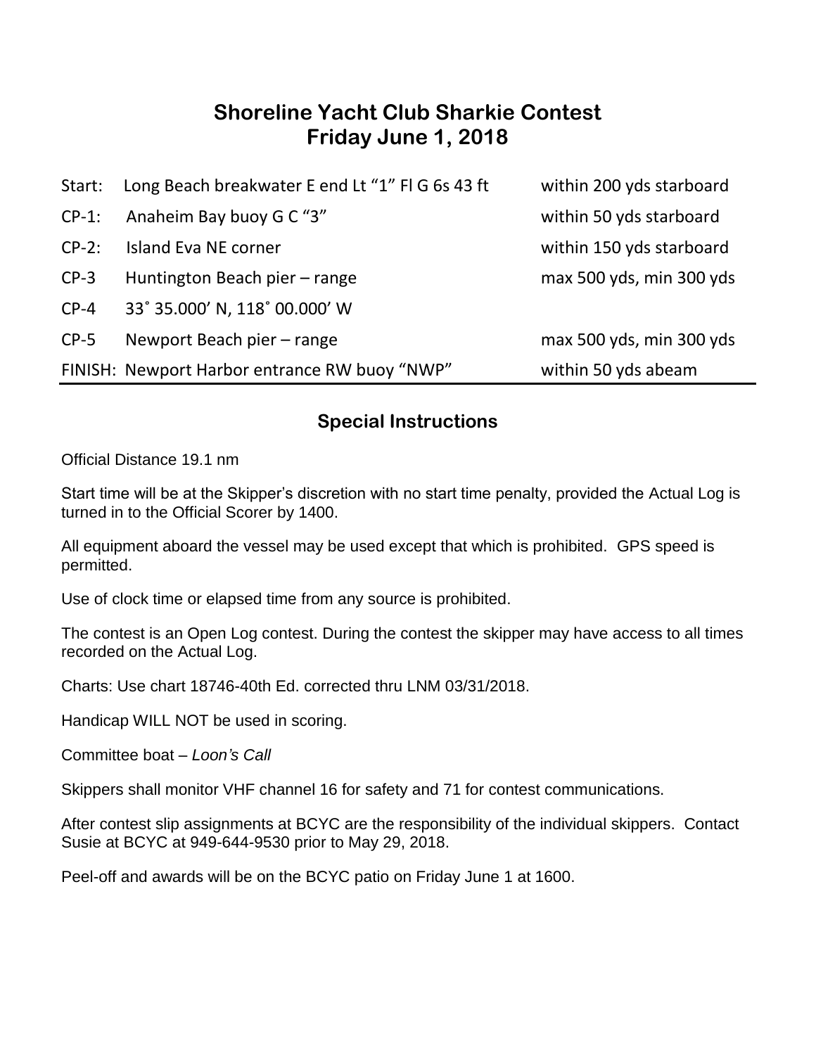# Shoreline Yacht Club Sharkie Contest
# Friday June 1, 2018

| | | |
|---|---|---|
| Start: | Long Beach breakwater E end Lt “1” Fl G 6s 43 ft | within 200 yds starboard |
| CP-1: | Anaheim Bay buoy G C “3” | within 50 yds starboard |
| CP-2: | Island Eva NE corner | within 150 yds starboard |
| CP-3 | Huntington Beach pier – range | max 500 yds, min 300 yds |
| CP-4 | 33˚ 35.000’ N, 118˚ 00.000’ W | |
| CP-5 | Newport Beach pier – range | max 500 yds, min 300 yds |
| FINISH: | Newport Harbor entrance RW buoy “NWP” | within 50 yds abeam |

## Special Instructions

Official Distance 19.1 nm

Start time will be at the Skipper’s discretion with no start time penalty, provided the Actual Log is turned in to the Official Scorer by 1400.

All equipment aboard the vessel may be used except that which is prohibited. GPS speed is permitted.

Use of clock time or elapsed time from any source is prohibited.

The contest is an Open Log contest. During the contest the skipper may have access to all times recorded on the Actual Log.

Charts: Use chart 18746-40th Ed. corrected thru LNM 03/31/2018.

Handicap WILL NOT be used in scoring.

Committee boat – *Loon’s Call*

Skippers shall monitor VHF channel 16 for safety and 71 for contest communications.

After contest slip assignments at BCYC are the responsibility of the individual skippers. Contact Susie at BCYC at 949-644-9530 prior to May 29, 2018.

Peel-off and awards will be on the BCYC patio on Friday June 1 at 1600.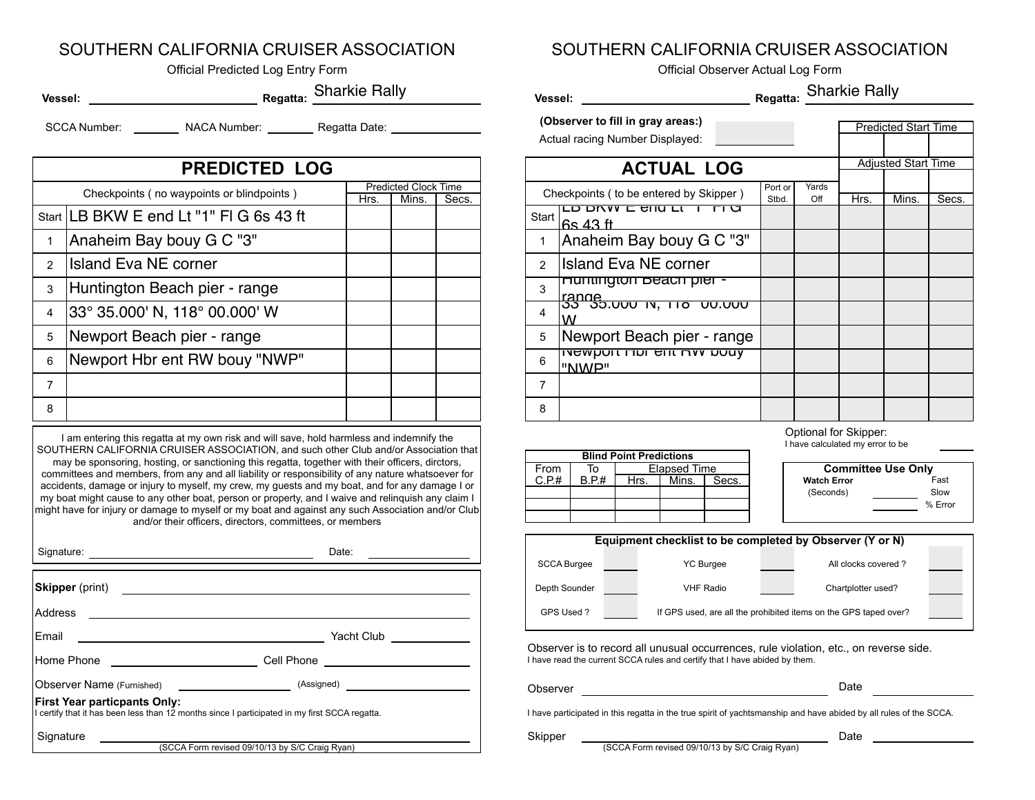# SOUTHERN CALIFORNIA CRUISER ASSOCIATION

Official Predicted Log Entry Form

**Vessel:** ______________________ **Regatta:** Sharkie Rally

SCCA Number: ________ NACA Number: ________ Regatta Date: ______________

## PREDICTED LOG

| | Checkpoints ( no waypoints or blindpoints ) | Predicted Clock Time | | |
|---|---|---|---|---|
| | | Hrs. | Mins. | Secs. |
| Start | LB BKW E end Lt "1" Fl G 6s 43 ft | | | |
| 1 | Anaheim Bay bouy G C "3" | | | |
| 2 | Island Eva NE corner | | | |
| 3 | Huntington Beach pier - range | | | |
| 4 | 33° 35.000' N, 118° 00.000' W | | | |
| 5 | Newport Beach pier - range | | | |
| 6 | Newport Hbr ent RW bouy "NWP" | | | |
| 7 | | | | |
| 8 | | | | |

I am entering this regatta at my own risk and will save, hold harmless and indemnify the SOUTHERN CALIFORNIA CRUISER ASSOCIATION, and such other Club and/or Association that may be sponsoring, hosting, or sanctioning this regatta, together with their officers, dirctors, committees and members, from any and all liability or responsibility of any nature whatsoever for accidents, damage or injury to myself, my crew, my guests and my boat, and for any damage I or my boat might cause to any other boat, person or property, and I waive and relinquish any claim I might have for injury or damage to myself or my boat and against any such Association and/or Club and/or their officers, directors, committees, or members

Signature: ______________________ Date: ______________

**Skipper** (print) ______________________

Address ______________________

Email ______________________ Yacht Club ______________

Home Phone ______________ Cell Phone ______________

Observer Name (Furnished) ______________ (Assigned) ______________

**First Year particpants Only:**
I certify that it has been less than 12 months since I participated in my first SCCA regatta.

Signature ______________________

(SCCA Form revised 09/10/13 by S/C Craig Ryan)

# SOUTHERN CALIFORNIA CRUISER ASSOCIATION

Official Observer Actual Log Form

**Vessel:** ______________________ **Regatta:** Sharkie Rally

**(Observer to fill in gray areas:)**

Actual racing Number Displayed: ______________

| Predicted Start Time | | |
|---|---|---|
| | | |
| **Adjusted Start Time** | | |
| | | |

## ACTUAL LOG

| | Checkpoints ( to be entered by Skipper ) | Port or Stbd. | Yards Off | Hrs. | Mins. | Secs. |
|---|---|---|---|---|---|---|
| Start | LB BKW E end Lt "1" Fl G 6s 43 ft | | | | | |
| 1 | Anaheim Bay bouy G C "3" | | | | | |
| 2 | Island Eva NE corner | | | | | |
| 3 | Huntington Beach pier - range | | | | | |
| 4 | 33° 35.000' N, 118° 00.000' W | | | | | |
| 5 | Newport Beach pier - range | | | | | |
| 6 | Newport Hbr ent RW bouy "NWP" | | | | | |
| 7 | | | | | | |
| 8 | | | | | | |

Optional for Skipper:
I have calculated my error to be ________

**Blind Point Predictions**

| From C.P.# | To B.P.# | Elapsed Time | | |
|---|---|---|---|---|
| | | Hrs. | Mins. | Secs. |
| | | | | |
| | | | | |
| | | | | |

**Committee Use Only**

**Watch Error** (Seconds) ________ Fast ________ Slow % Error

**Equipment checklist to be completed by Observer (Y or N)**

| | | | | | |
|---|---|---|---|---|---|
| SCCA Burgee | | YC Burgee | | All clocks covered ? | |
| Depth Sounder | | VHF Radio | | Chartplotter used? | |
| GPS Used ? | | If GPS used, are all the prohibited items on the GPS taped over? | | | |

Observer is to record all unusual occurrences, rule violation, etc., on reverse side.
I have read the current SCCA rules and certify that I have abided by them.

Observer ______________________ Date ______________

I have participated in this regatta in the true spirit of yachtsmanship and have abided by all rules of the SCCA.

Skipper ______________________ Date ______________

(SCCA Form revised 09/10/13 by S/C Craig Ryan)